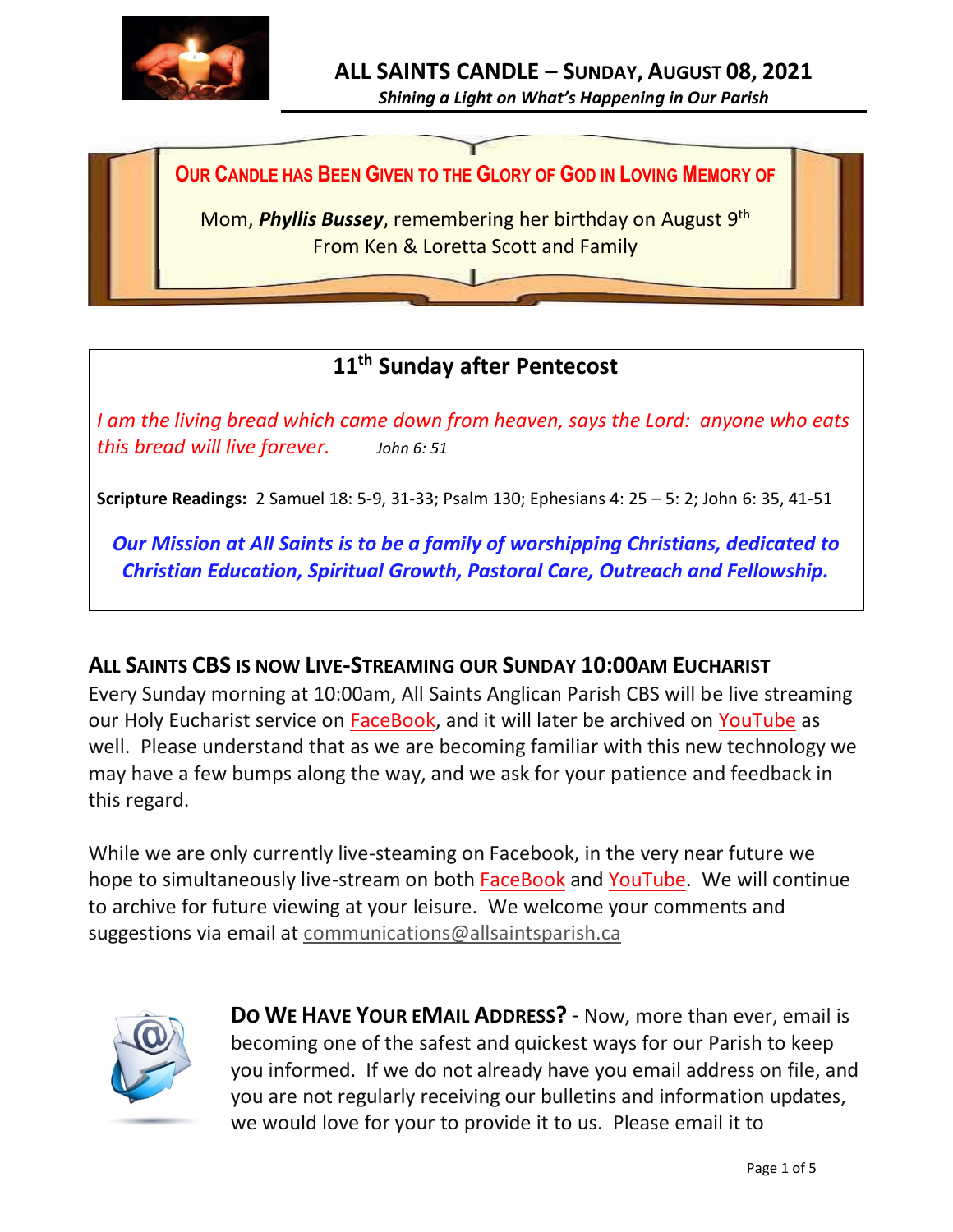# ALL SAINTS CANDLE – SUNDAY, AUGUST 08, 2021

*Shining a Light on What's Happening in Our Parish*

**OUR CANDLE HAS BEEN GIVEN TO THE GLORY OF GOD IN LOVING MEMORY OF**

Mom, ***Phyllis Bussey***, remembering her birthday on August 9th
From Ken & Loretta Scott and Family

## 11th Sunday after Pentecost

*I am the living bread which came down from heaven, says the Lord: anyone who eats this bread will live forever.* *John 6: 51*

**Scripture Readings:** 2 Samuel 18: 5-9, 31-33; Psalm 130; Ephesians 4: 25 – 5: 2; John 6: 35, 41-51

***Our Mission at All Saints is to be a family of worshipping Christians, dedicated to Christian Education, Spiritual Growth, Pastoral Care, Outreach and Fellowship.***

## ALL SAINTS CBS IS NOW LIVE-STREAMING OUR SUNDAY 10:00AM EUCHARIST

Every Sunday morning at 10:00am, All Saints Anglican Parish CBS will be live streaming our Holy Eucharist service on FaceBook, and it will later be archived on YouTube as well. Please understand that as we are becoming familiar with this new technology we may have a few bumps along the way, and we ask for your patience and feedback in this regard.

While we are only currently live-steaming on Facebook, in the very near future we hope to simultaneously live-stream on both FaceBook and YouTube. We will continue to archive for future viewing at your leisure. We welcome your comments and suggestions via email at communications@allsaintsparish.ca

**DO WE HAVE YOUR EMAIL ADDRESS?** - Now, more than ever, email is becoming one of the safest and quickest ways for our Parish to keep you informed. If we do not already have you email address on file, and you are not regularly receiving our bulletins and information updates, we would love for your to provide it to us. Please email it to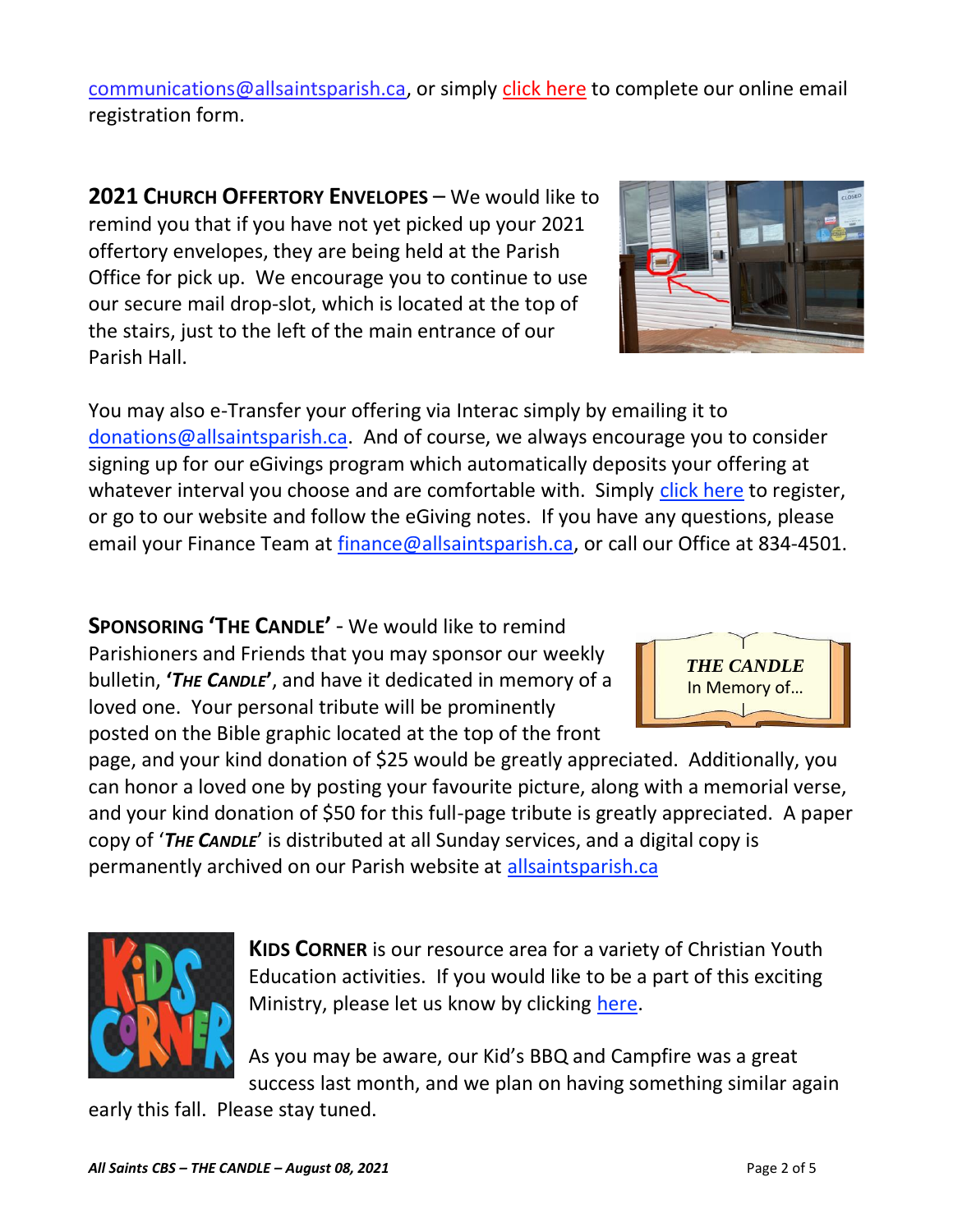communications@allsaintsparish.ca, or simply click here to complete our online email registration form.

**2021 CHURCH OFFERTORY ENVELOPES** – We would like to remind you that if you have not yet picked up your 2021 offertory envelopes, they are being held at the Parish Office for pick up. We encourage you to continue to use our secure mail drop-slot, which is located at the top of the stairs, just to the left of the main entrance of our Parish Hall.

You may also e-Transfer your offering via Interac simply by emailing it to donations@allsaintsparish.ca. And of course, we always encourage you to consider signing up for our eGivings program which automatically deposits your offering at whatever interval you choose and are comfortable with. Simply click here to register, or go to our website and follow the eGiving notes. If you have any questions, please email your Finance Team at finance@allsaintsparish.ca, or call our Office at 834-4501.

**SPONSORING 'THE CANDLE'** - We would like to remind Parishioners and Friends that you may sponsor our weekly bulletin, **'*THE CANDLE*'**, and have it dedicated in memory of a loved one. Your personal tribute will be prominently posted on the Bible graphic located at the top of the front page, and your kind donation of $25 would be greatly appreciated. Additionally, you can honor a loved one by posting your favourite picture, along with a memorial verse, and your kind donation of $50 for this full-page tribute is greatly appreciated. A paper copy of '***THE CANDLE***' is distributed at all Sunday services, and a digital copy is permanently archived on our Parish website at allsaintsparish.ca

**KIDS CORNER** is our resource area for a variety of Christian Youth Education activities. If you would like to be a part of this exciting Ministry, please let us know by clicking here.

As you may be aware, our Kid's BBQ and Campfire was a great success last month, and we plan on having something similar again early this fall. Please stay tuned.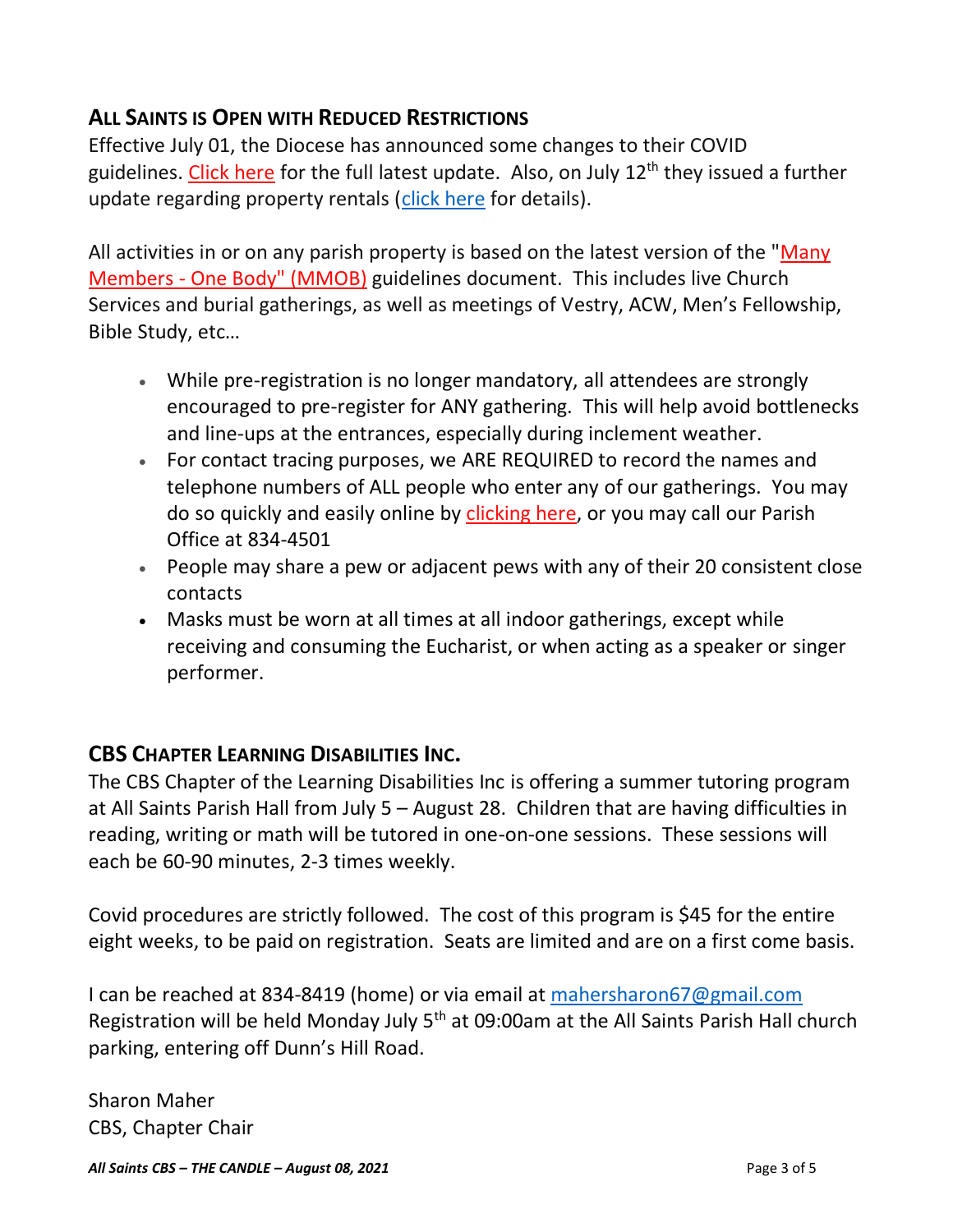## ALL SAINTS IS OPEN WITH REDUCED RESTRICTIONS

Effective July 01, the Diocese has announced some changes to their COVID guidelines. Click here for the full latest update. Also, on July 12th they issued a further update regarding property rentals (click here for details).

All activities in or on any parish property is based on the latest version of the "Many Members - One Body" (MMOB) guidelines document. This includes live Church Services and burial gatherings, as well as meetings of Vestry, ACW, Men's Fellowship, Bible Study, etc…

- While pre-registration is no longer mandatory, all attendees are strongly encouraged to pre-register for ANY gathering. This will help avoid bottlenecks and line-ups at the entrances, especially during inclement weather.
- For contact tracing purposes, we ARE REQUIRED to record the names and telephone numbers of ALL people who enter any of our gatherings. You may do so quickly and easily online by clicking here, or you may call our Parish Office at 834-4501
- People may share a pew or adjacent pews with any of their 20 consistent close contacts
- Masks must be worn at all times at all indoor gatherings, except while receiving and consuming the Eucharist, or when acting as a speaker or singer performer.

## CBS CHAPTER LEARNING DISABILITIES INC.

The CBS Chapter of the Learning Disabilities Inc is offering a summer tutoring program at All Saints Parish Hall from July 5 – August 28. Children that are having difficulties in reading, writing or math will be tutored in one-on-one sessions. These sessions will each be 60-90 minutes, 2-3 times weekly.

Covid procedures are strictly followed. The cost of this program is $45 for the entire eight weeks, to be paid on registration. Seats are limited and are on a first come basis.

I can be reached at 834-8419 (home) or via email at mahersharon67@gmail.com
Registration will be held Monday July 5th at 09:00am at the All Saints Parish Hall church parking, entering off Dunn's Hill Road.

Sharon Maher
CBS, Chapter Chair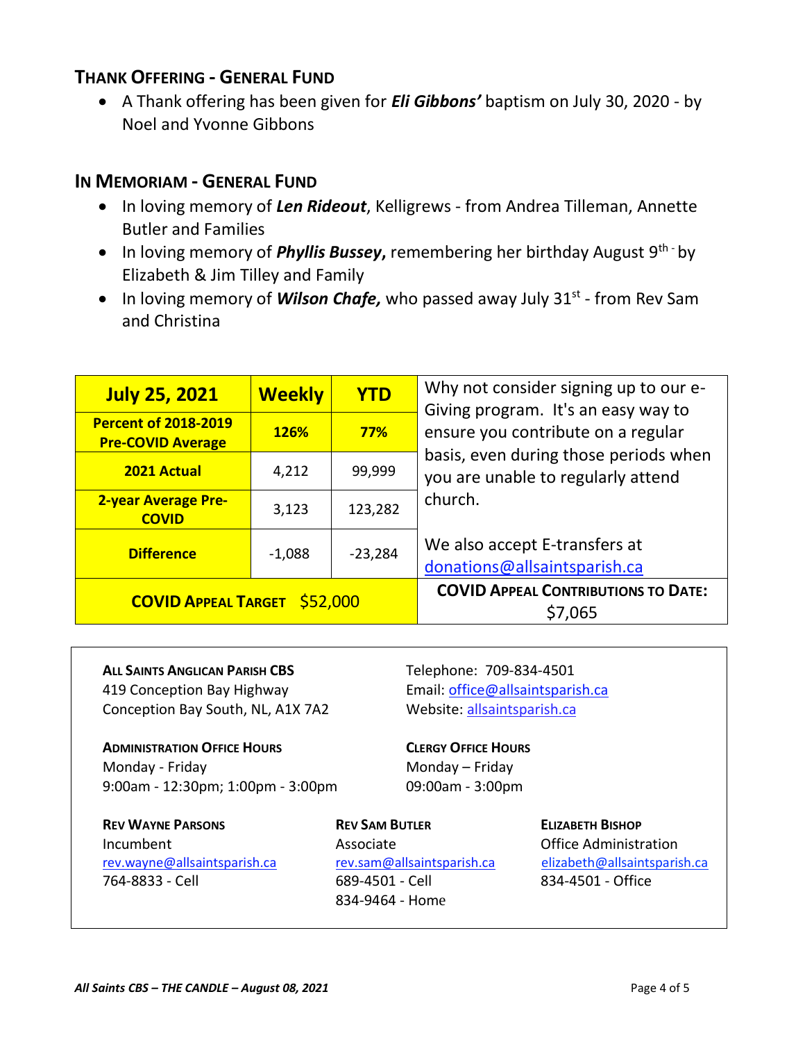## Thank Offering - General Fund

- A Thank offering has been given for ***Eli Gibbons'*** baptism on July 30, 2020 - by Noel and Yvonne Gibbons

## In Memoriam - General Fund

- In loving memory of ***Len Rideout***, Kelligrews - from Andrea Tilleman, Annette Butler and Families
- In loving memory of ***Phyllis Bussey*****,** remembering her birthday August 9th - by Elizabeth & Jim Tilley and Family
- In loving memory of ***Wilson Chafe,*** who passed away July 31st - from Rev Sam and Christina

| July 25, 2021 | Weekly | YTD |
|---|---|---|
| **Percent of 2018-2019 Pre-COVID Average** | **126%** | **77%** |
| **2021 Actual** | 4,212 | 99,999 |
| **2-year Average Pre-COVID** | 3,123 | 123,282 |
| **Difference** | -1,088 | -23,284 |
| **COVID Appeal Target** $52,000 | | |

Why not consider signing up to our e-Giving program. It's an easy way to ensure you contribute on a regular basis, even during those periods when you are unable to regularly attend church.

We also accept E-transfers at donations@allsaintsparish.ca

**COVID Appeal Contributions to Date:** $7,065

**All Saints Anglican Parish CBS**
419 Conception Bay Highway
Conception Bay South, NL, A1X 7A2

Telephone: 709-834-4501
Email: office@allsaintsparish.ca
Website: allsaintsparish.ca

**Administration Office Hours**
Monday - Friday
9:00am - 12:30pm; 1:00pm - 3:00pm

**Clergy Office Hours**
Monday – Friday
09:00am - 3:00pm

**Rev Wayne Parsons**
Incumbent
rev.wayne@allsaintsparish.ca
764-8833 - Cell

**Rev Sam Butler**
Associate
rev.sam@allsaintsparish.ca
689-4501 - Cell
834-9464 - Home

**Elizabeth Bishop**
Office Administration
elizabeth@allsaintsparish.ca
834-4501 - Office